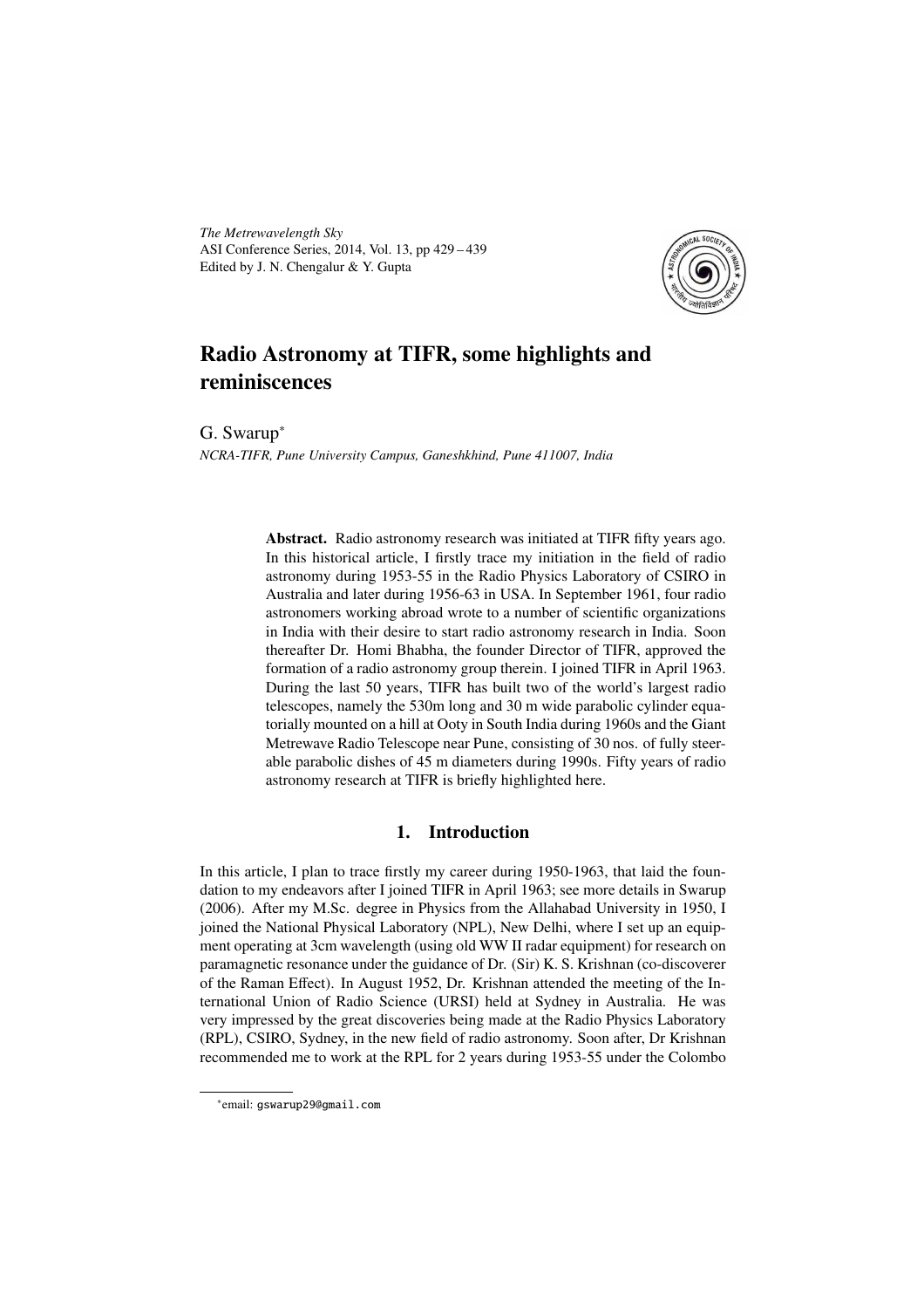# Radio Astronomy at TIFR, some highlights and reminiscences

G. Swarup[*]

*NCRA-TIFR, Pune University Campus, Ganeshkhind, Pune 411007, India*

> **Abstract.** Radio astronomy research was initiated at TIFR fifty years ago. In this historical article, I firstly trace my initiation in the field of radio astronomy during 1953-55 in the Radio Physics Laboratory of CSIRO in Australia and later during 1956-63 in USA. In September 1961, four radio astronomers working abroad wrote to a number of scientific organizations in India with their desire to start radio astronomy research in India. Soon thereafter Dr. Homi Bhabha, the founder Director of TIFR, approved the formation of a radio astronomy group therein. I joined TIFR in April 1963. During the last 50 years, TIFR has built two of the world's largest radio telescopes, namely the 530m long and 30 m wide parabolic cylinder equatorially mounted on a hill at Ooty in South India during 1960s and the Giant Metrewave Radio Telescope near Pune, consisting of 30 nos. of fully steerable parabolic dishes of 45 m diameters during 1990s. Fifty years of radio astronomy research at TIFR is briefly highlighted here.

## 1. Introduction

In this article, I plan to trace firstly my career during 1950-1963, that laid the foundation to my endeavors after I joined TIFR in April 1963; see more details in Swarup (2006). After my M.Sc. degree in Physics from the Allahabad University in 1950, I joined the National Physical Laboratory (NPL), New Delhi, where I set up an equipment operating at 3cm wavelength (using old WW II radar equipment) for research on paramagnetic resonance under the guidance of Dr. (Sir) K. S. Krishnan (co-discoverer of the Raman Effect). In August 1952, Dr. Krishnan attended the meeting of the International Union of Radio Science (URSI) held at Sydney in Australia. He was very impressed by the great discoveries being made at the Radio Physics Laboratory (RPL), CSIRO, Sydney, in the new field of radio astronomy. Soon after, Dr Krishnan recommended me to work at the RPL for 2 years during 1953-55 under the Colombo

[*]email: gswarup29@gmail.com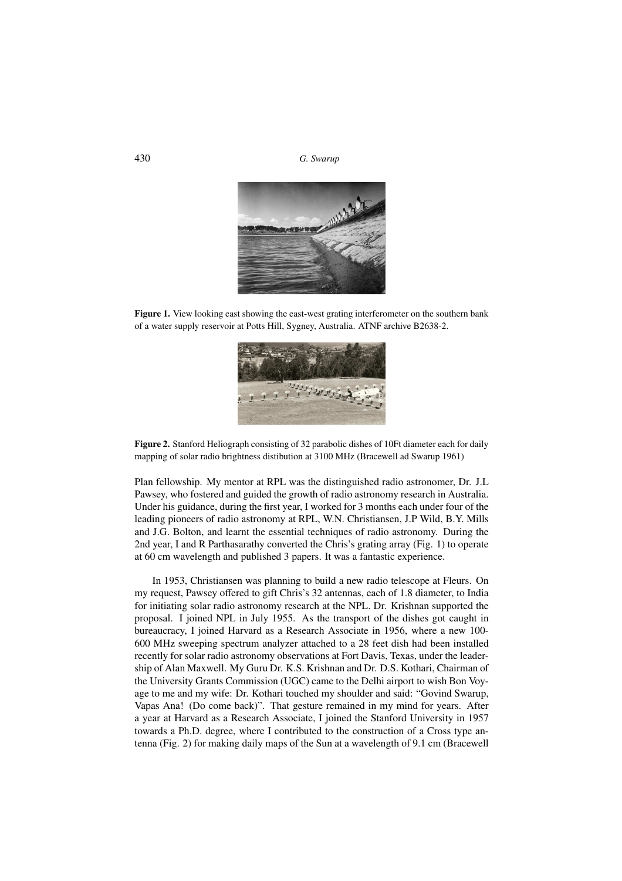**Figure 1.** View looking east showing the east-west grating interferometer on the southern bank of a water supply reservoir at Potts Hill, Sygney, Australia. ATNF archive B2638-2.

**Figure 2.** Stanford Heliograph consisting of 32 parabolic dishes of 10Ft diameter each for daily mapping of solar radio brightness distibution at 3100 MHz (Bracewell ad Swarup 1961)

Plan fellowship. My mentor at RPL was the distinguished radio astronomer, Dr. J.L Pawsey, who fostered and guided the growth of radio astronomy research in Australia. Under his guidance, during the first year, I worked for 3 months each under four of the leading pioneers of radio astronomy at RPL, W.N. Christiansen, J.P Wild, B.Y. Mills and J.G. Bolton, and learnt the essential techniques of radio astronomy. During the 2nd year, I and R Parthasarathy converted the Chris's grating array (Fig. 1) to operate at 60 cm wavelength and published 3 papers. It was a fantastic experience.

In 1953, Christiansen was planning to build a new radio telescope at Fleurs. On my request, Pawsey offered to gift Chris's 32 antennas, each of 1.8 diameter, to India for initiating solar radio astronomy research at the NPL. Dr. Krishnan supported the proposal. I joined NPL in July 1955. As the transport of the dishes got caught in bureaucracy, I joined Harvard as a Research Associate in 1956, where a new 100-600 MHz sweeping spectrum analyzer attached to a 28 feet dish had been installed recently for solar radio astronomy observations at Fort Davis, Texas, under the leadership of Alan Maxwell. My Guru Dr. K.S. Krishnan and Dr. D.S. Kothari, Chairman of the University Grants Commission (UGC) came to the Delhi airport to wish Bon Voyage to me and my wife: Dr. Kothari touched my shoulder and said: "Govind Swarup, Vapas Ana! (Do come back)". That gesture remained in my mind for years. After a year at Harvard as a Research Associate, I joined the Stanford University in 1957 towards a Ph.D. degree, where I contributed to the construction of a Cross type antenna (Fig. 2) for making daily maps of the Sun at a wavelength of 9.1 cm (Bracewell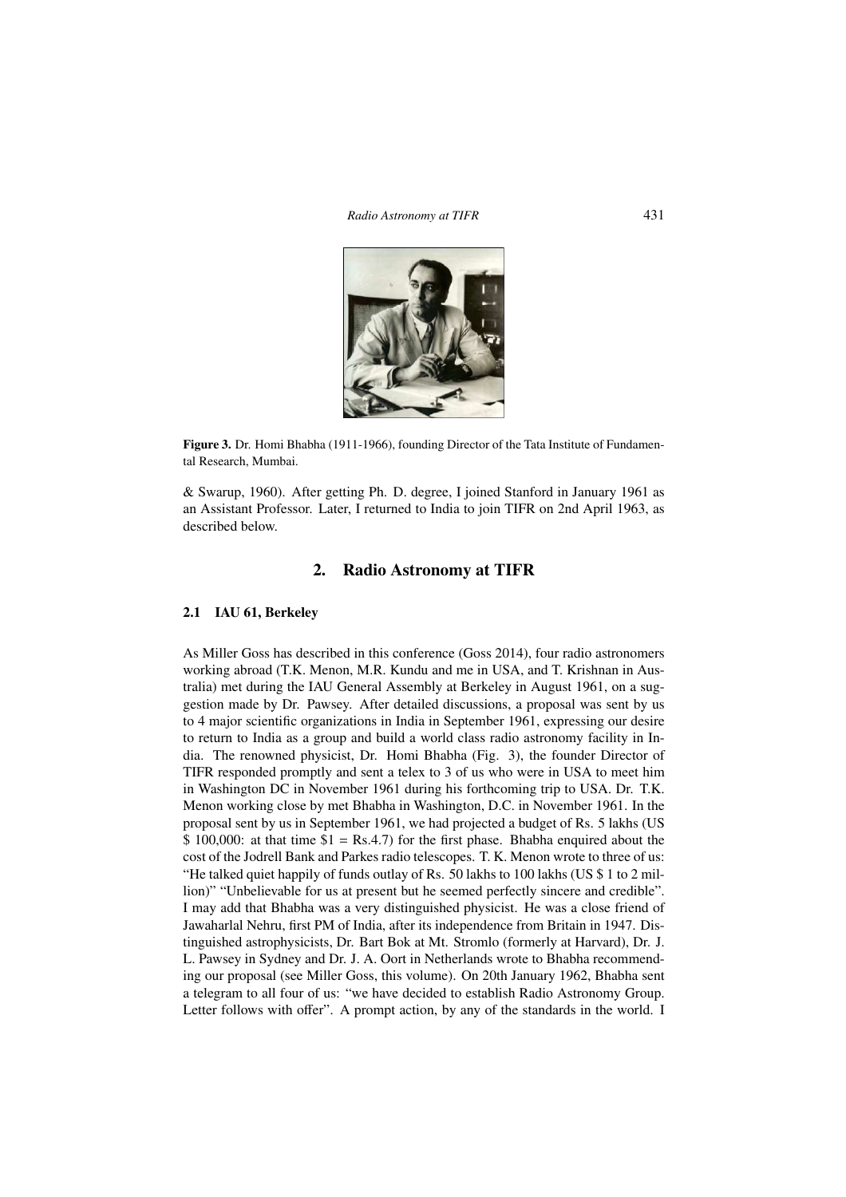Figure 3. Dr. Homi Bhabha (1911-1966), founding Director of the Tata Institute of Fundamental Research, Mumbai.

& Swarup, 1960). After getting Ph. D. degree, I joined Stanford in January 1961 as an Assistant Professor. Later, I returned to India to join TIFR on 2nd April 1963, as described below.

## 2. Radio Astronomy at TIFR

### 2.1 IAU 61, Berkeley

As Miller Goss has described in this conference (Goss 2014), four radio astronomers working abroad (T.K. Menon, M.R. Kundu and me in USA, and T. Krishnan in Australia) met during the IAU General Assembly at Berkeley in August 1961, on a suggestion made by Dr. Pawsey. After detailed discussions, a proposal was sent by us to 4 major scientific organizations in India in September 1961, expressing our desire to return to India as a group and build a world class radio astronomy facility in India. The renowned physicist, Dr. Homi Bhabha (Fig. 3), the founder Director of TIFR responded promptly and sent a telex to 3 of us who were in USA to meet him in Washington DC in November 1961 during his forthcoming trip to USA. Dr. T.K. Menon working close by met Bhabha in Washington, D.C. in November 1961. In the proposal sent by us in September 1961, we had projected a budget of Rs. 5 lakhs (US $ 100,000: at that time $1 = Rs.4.7) for the first phase. Bhabha enquired about the cost of the Jodrell Bank and Parkes radio telescopes. T. K. Menon wrote to three of us: "He talked quiet happily of funds outlay of Rs. 50 lakhs to 100 lakhs (US $ 1 to 2 million)" "Unbelievable for us at present but he seemed perfectly sincere and credible". I may add that Bhabha was a very distinguished physicist. He was a close friend of Jawaharlal Nehru, first PM of India, after its independence from Britain in 1947. Distinguished astrophysicists, Dr. Bart Bok at Mt. Stromlo (formerly at Harvard), Dr. J. L. Pawsey in Sydney and Dr. J. A. Oort in Netherlands wrote to Bhabha recommending our proposal (see Miller Goss, this volume). On 20th January 1962, Bhabha sent a telegram to all four of us: "we have decided to establish Radio Astronomy Group. Letter follows with offer". A prompt action, by any of the standards in the world. I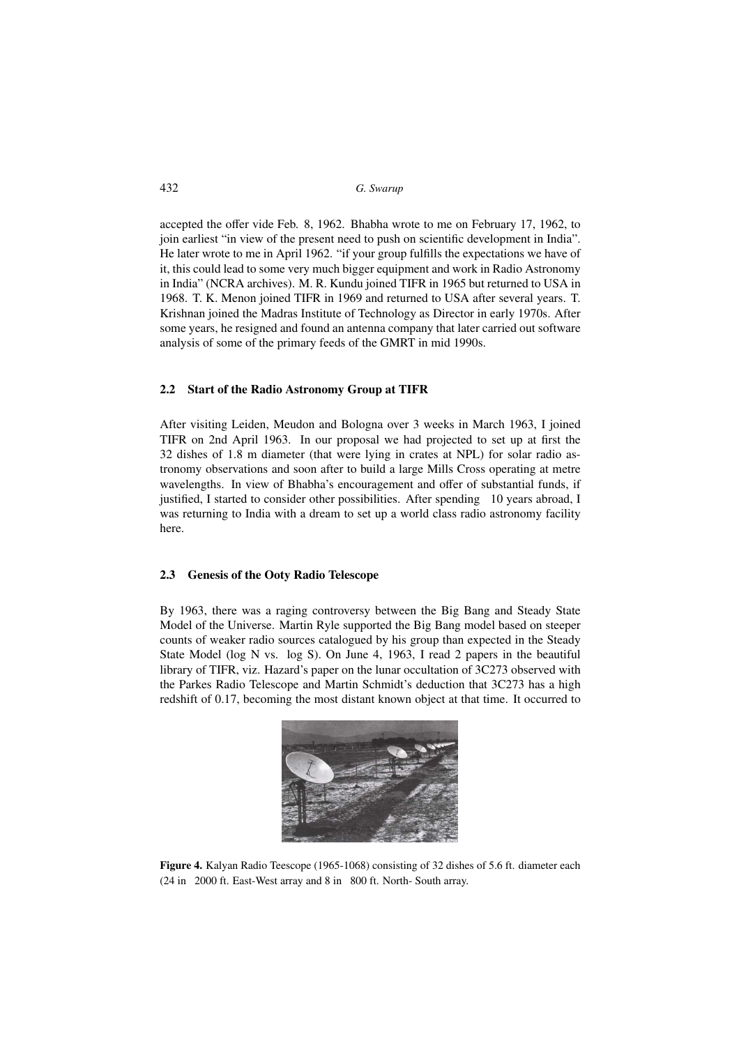accepted the offer vide Feb. 8, 1962. Bhabha wrote to me on February 17, 1962, to join earliest "in view of the present need to push on scientific development in India". He later wrote to me in April 1962. "if your group fulfills the expectations we have of it, this could lead to some very much bigger equipment and work in Radio Astronomy in India" (NCRA archives). M. R. Kundu joined TIFR in 1965 but returned to USA in 1968. T. K. Menon joined TIFR in 1969 and returned to USA after several years. T. Krishnan joined the Madras Institute of Technology as Director in early 1970s. After some years, he resigned and found an antenna company that later carried out software analysis of some of the primary feeds of the GMRT in mid 1990s.

### 2.2 Start of the Radio Astronomy Group at TIFR

After visiting Leiden, Meudon and Bologna over 3 weeks in March 1963, I joined TIFR on 2nd April 1963. In our proposal we had projected to set up at first the 32 dishes of 1.8 m diameter (that were lying in crates at NPL) for solar radio astronomy observations and soon after to build a large Mills Cross operating at metre wavelengths. In view of Bhabha's encouragement and offer of substantial funds, if justified, I started to consider other possibilities. After spending 10 years abroad, I was returning to India with a dream to set up a world class radio astronomy facility here.

### 2.3 Genesis of the Ooty Radio Telescope

By 1963, there was a raging controversy between the Big Bang and Steady State Model of the Universe. Martin Ryle supported the Big Bang model based on steeper counts of weaker radio sources catalogued by his group than expected in the Steady State Model (log N vs. log S). On June 4, 1963, I read 2 papers in the beautiful library of TIFR, viz. Hazard's paper on the lunar occultation of 3C273 observed with the Parkes Radio Telescope and Martin Schmidt's deduction that 3C273 has a high redshift of 0.17, becoming the most distant known object at that time. It occurred to

**Figure 4.** Kalyan Radio Teescope (1965-1068) consisting of 32 dishes of 5.6 ft. diameter each (24 in 2000 ft. East-West array and 8 in 800 ft. North- South array.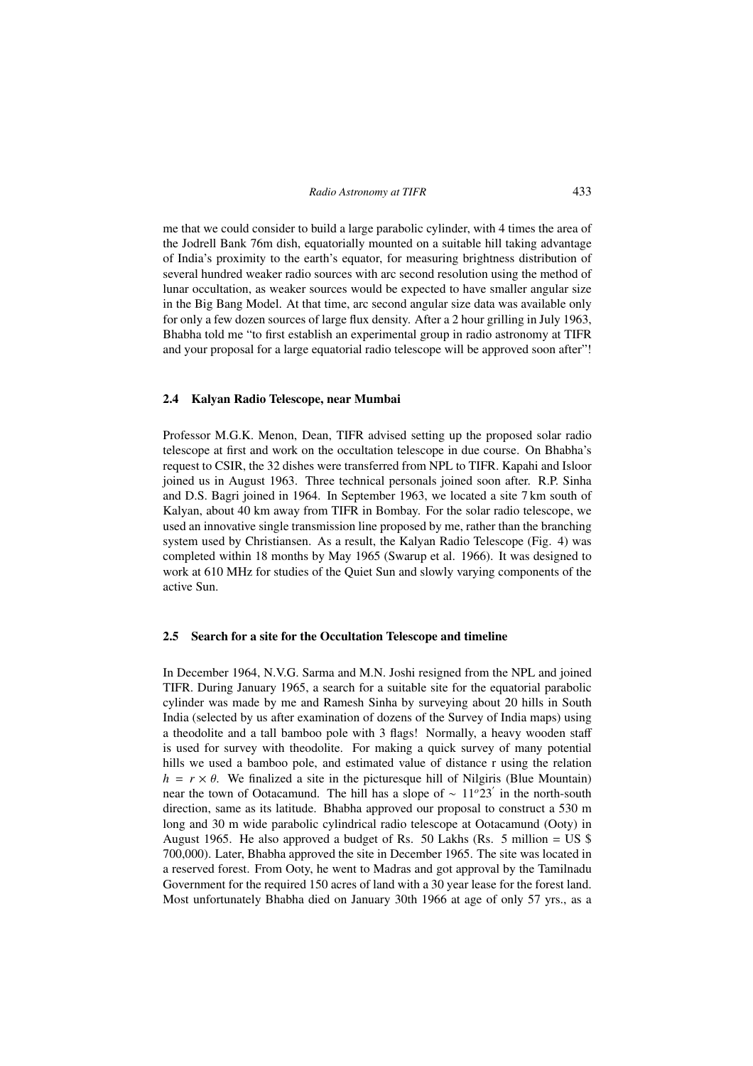me that we could consider to build a large parabolic cylinder, with 4 times the area of the Jodrell Bank 76m dish, equatorially mounted on a suitable hill taking advantage of India's proximity to the earth's equator, for measuring brightness distribution of several hundred weaker radio sources with arc second resolution using the method of lunar occultation, as weaker sources would be expected to have smaller angular size in the Big Bang Model. At that time, arc second angular size data was available only for only a few dozen sources of large flux density. After a 2 hour grilling in July 1963, Bhabha told me "to first establish an experimental group in radio astronomy at TIFR and your proposal for a large equatorial radio telescope will be approved soon after"!

### 2.4 Kalyan Radio Telescope, near Mumbai

Professor M.G.K. Menon, Dean, TIFR advised setting up the proposed solar radio telescope at first and work on the occultation telescope in due course. On Bhabha's request to CSIR, the 32 dishes were transferred from NPL to TIFR. Kapahi and Isloor joined us in August 1963. Three technical personals joined soon after. R.P. Sinha and D.S. Bagri joined in 1964. In September 1963, we located a site 7 km south of Kalyan, about 40 km away from TIFR in Bombay. For the solar radio telescope, we used an innovative single transmission line proposed by me, rather than the branching system used by Christiansen. As a result, the Kalyan Radio Telescope (Fig. 4) was completed within 18 months by May 1965 (Swarup et al. 1966). It was designed to work at 610 MHz for studies of the Quiet Sun and slowly varying components of the active Sun.

### 2.5 Search for a site for the Occultation Telescope and timeline

In December 1964, N.V.G. Sarma and M.N. Joshi resigned from the NPL and joined TIFR. During January 1965, a search for a suitable site for the equatorial parabolic cylinder was made by me and Ramesh Sinha by surveying about 20 hills in South India (selected by us after examination of dozens of the Survey of India maps) using a theodolite and a tall bamboo pole with 3 flags! Normally, a heavy wooden staff is used for survey with theodolite. For making a quick survey of many potential hills we used a bamboo pole, and estimated value of distance r using the relation $h = r \times \theta$. We finalized a site in the picturesque hill of Nilgiris (Blue Mountain) near the town of Ootacamund. The hill has a slope of $\sim 11^{o}23^{'}$ in the north-south direction, same as its latitude. Bhabha approved our proposal to construct a 530 m long and 30 m wide parabolic cylindrical radio telescope at Ootacamund (Ooty) in August 1965. He also approved a budget of Rs. 50 Lakhs (Rs. 5 million = US $ 700,000). Later, Bhabha approved the site in December 1965. The site was located in a reserved forest. From Ooty, he went to Madras and got approval by the Tamilnadu Government for the required 150 acres of land with a 30 year lease for the forest land. Most unfortunately Bhabha died on January 30th 1966 at age of only 57 yrs., as a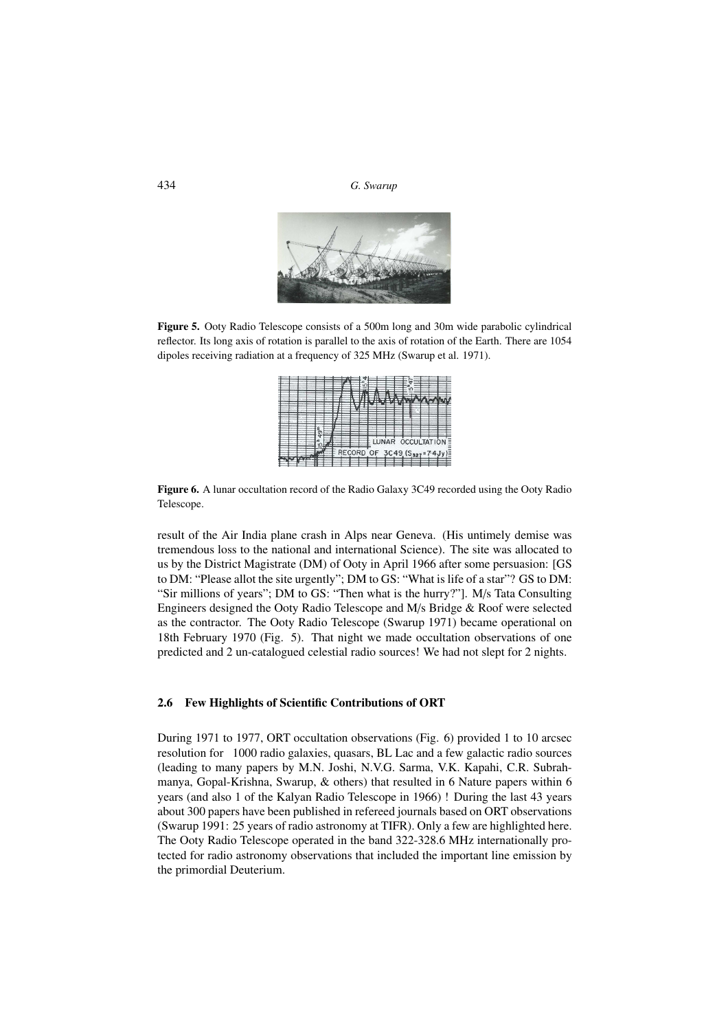Figure 5. Ooty Radio Telescope consists of a 500m long and 30m wide parabolic cylindrical reflector. Its long axis of rotation is parallel to the axis of rotation of the Earth. There are 1054 dipoles receiving radiation at a frequency of 325 MHz (Swarup et al. 1971).

Figure 6. A lunar occultation record of the Radio Galaxy 3C49 recorded using the Ooty Radio Telescope.

result of the Air India plane crash in Alps near Geneva. (His untimely demise was tremendous loss to the national and international Science). The site was allocated to us by the District Magistrate (DM) of Ooty in April 1966 after some persuasion: [GS to DM: "Please allot the site urgently"; DM to GS: "What is life of a star"? GS to DM: "Sir millions of years"; DM to GS: "Then what is the hurry?"]. M/s Tata Consulting Engineers designed the Ooty Radio Telescope and M/s Bridge & Roof were selected as the contractor. The Ooty Radio Telescope (Swarup 1971) became operational on 18th February 1970 (Fig. 5). That night we made occultation observations of one predicted and 2 un-catalogued celestial radio sources! We had not slept for 2 nights.

### 2.6 Few Highlights of Scientific Contributions of ORT

During 1971 to 1977, ORT occultation observations (Fig. 6) provided 1 to 10 arcsec resolution for 1000 radio galaxies, quasars, BL Lac and a few galactic radio sources (leading to many papers by M.N. Joshi, N.V.G. Sarma, V.K. Kapahi, C.R. Subrahmanya, Gopal-Krishna, Swarup, & others) that resulted in 6 Nature papers within 6 years (and also 1 of the Kalyan Radio Telescope in 1966) ! During the last 43 years about 300 papers have been published in refereed journals based on ORT observations (Swarup 1991: 25 years of radio astronomy at TIFR). Only a few are highlighted here. The Ooty Radio Telescope operated in the band 322-328.6 MHz internationally protected for radio astronomy observations that included the important line emission by the primordial Deuterium.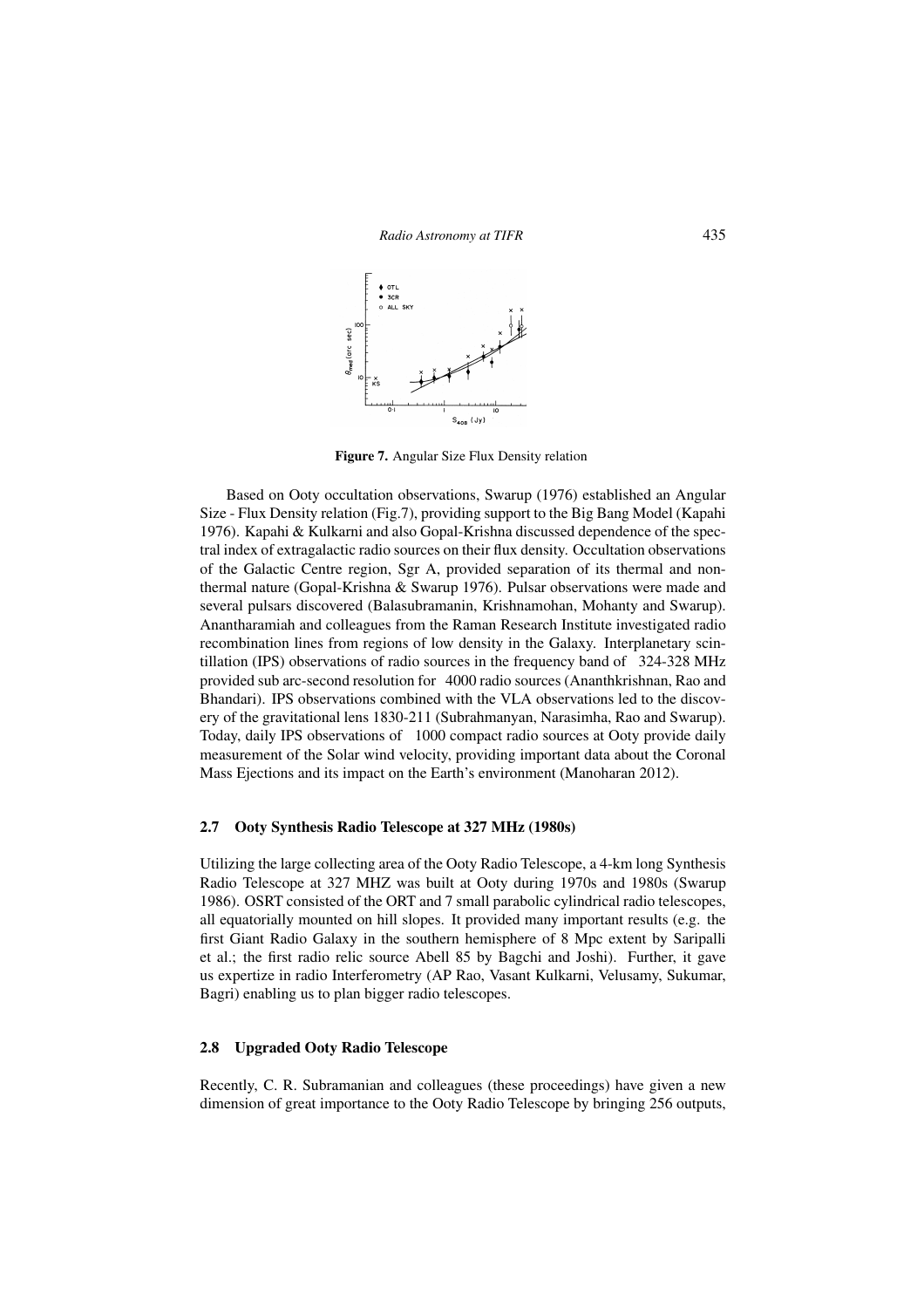**Figure 7.** Angular Size Flux Density relation

Based on Ooty occultation observations, Swarup (1976) established an Angular Size - Flux Density relation (Fig.7), providing support to the Big Bang Model (Kapahi 1976). Kapahi & Kulkarni and also Gopal-Krishna discussed dependence of the spectral index of extragalactic radio sources on their flux density. Occultation observations of the Galactic Centre region, Sgr A, provided separation of its thermal and non-thermal nature (Gopal-Krishna & Swarup 1976). Pulsar observations were made and several pulsars discovered (Balasubramanin, Krishnamohan, Mohanty and Swarup). Anantharamiah and colleagues from the Raman Research Institute investigated radio recombination lines from regions of low density in the Galaxy. Interplanetary scintillation (IPS) observations of radio sources in the frequency band of 324-328 MHz provided sub arc-second resolution for 4000 radio sources (Ananthkrishnan, Rao and Bhandari). IPS observations combined with the VLA observations led to the discovery of the gravitational lens 1830-211 (Subrahmanyan, Narasimha, Rao and Swarup). Today, daily IPS observations of 1000 compact radio sources at Ooty provide daily measurement of the Solar wind velocity, providing important data about the Coronal Mass Ejections and its impact on the Earth's environment (Manoharan 2012).

### 2.7 Ooty Synthesis Radio Telescope at 327 MHz (1980s)

Utilizing the large collecting area of the Ooty Radio Telescope, a 4-km long Synthesis Radio Telescope at 327 MHZ was built at Ooty during 1970s and 1980s (Swarup 1986). OSRT consisted of the ORT and 7 small parabolic cylindrical radio telescopes, all equatorially mounted on hill slopes. It provided many important results (e.g. the first Giant Radio Galaxy in the southern hemisphere of 8 Mpc extent by Saripalli et al.; the first radio relic source Abell 85 by Bagchi and Joshi). Further, it gave us expertize in radio Interferometry (AP Rao, Vasant Kulkarni, Velusamy, Sukumar, Bagri) enabling us to plan bigger radio telescopes.

### 2.8 Upgraded Ooty Radio Telescope

Recently, C. R. Subramanian and colleagues (these proceedings) have given a new dimension of great importance to the Ooty Radio Telescope by bringing 256 outputs,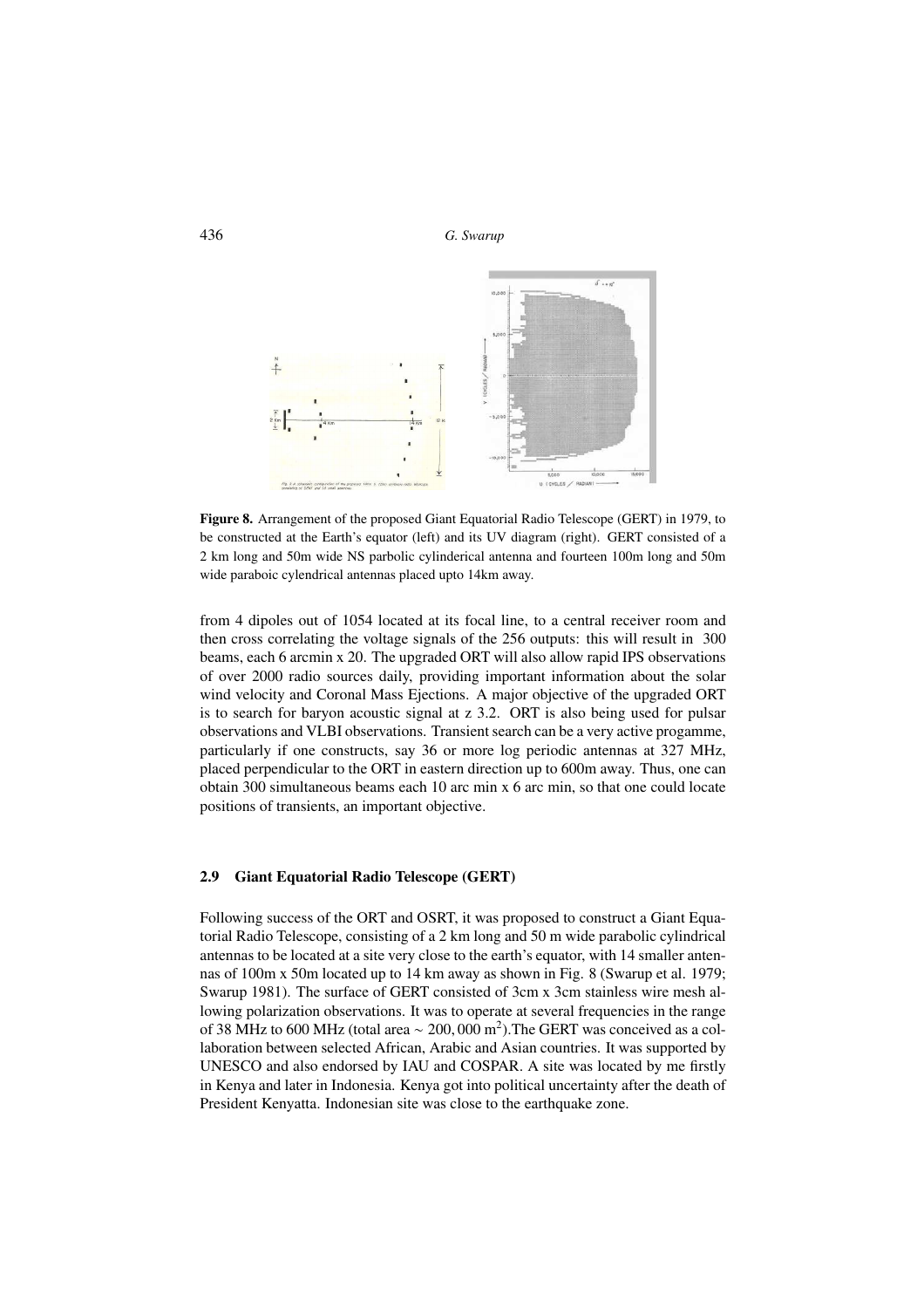**Figure 8.** Arrangement of the proposed Giant Equatorial Radio Telescope (GERT) in 1979, to be constructed at the Earth's equator (left) and its UV diagram (right). GERT consisted of a 2 km long and 50m wide NS parbolic cylinderical antenna and fourteen 100m long and 50m wide paraboic cylendrical antennas placed upto 14km away.

from 4 dipoles out of 1054 located at its focal line, to a central receiver room and then cross correlating the voltage signals of the 256 outputs: this will result in 300 beams, each 6 arcmin x 20. The upgraded ORT will also allow rapid IPS observations of over 2000 radio sources daily, providing important information about the solar wind velocity and Coronal Mass Ejections. A major objective of the upgraded ORT is to search for baryon acoustic signal at z 3.2. ORT is also being used for pulsar observations and VLBI observations. Transient search can be a very active progamme, particularly if one constructs, say 36 or more log periodic antennas at 327 MHz, placed perpendicular to the ORT in eastern direction up to 600m away. Thus, one can obtain 300 simultaneous beams each 10 arc min x 6 arc min, so that one could locate positions of transients, an important objective.

### 2.9 Giant Equatorial Radio Telescope (GERT)

Following success of the ORT and OSRT, it was proposed to construct a Giant Equatorial Radio Telescope, consisting of a 2 km long and 50 m wide parabolic cylindrical antennas to be located at a site very close to the earth's equator, with 14 smaller antennas of 100m x 50m located up to 14 km away as shown in Fig. 8 (Swarup et al. 1979; Swarup 1981). The surface of GERT consisted of 3cm x 3cm stainless wire mesh allowing polarization observations. It was to operate at several frequencies in the range of 38 MHz to 600 MHz (total area $\sim 200,000\ \mathrm{m}^2$).The GERT was conceived as a collaboration between selected African, Arabic and Asian countries. It was supported by UNESCO and also endorsed by IAU and COSPAR. A site was located by me firstly in Kenya and later in Indonesia. Kenya got into political uncertainty after the death of President Kenyatta. Indonesian site was close to the earthquake zone.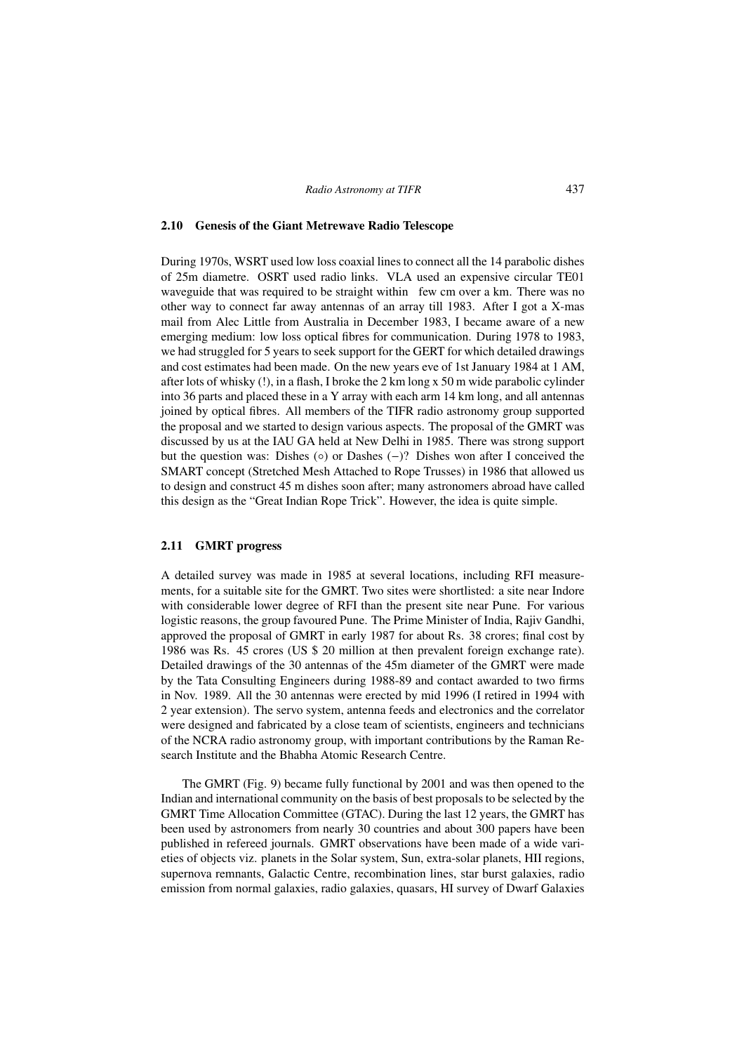### 2.10 Genesis of the Giant Metrewave Radio Telescope

During 1970s, WSRT used low loss coaxial lines to connect all the 14 parabolic dishes of 25m diametre. OSRT used radio links. VLA used an expensive circular TE01 waveguide that was required to be straight within few cm over a km. There was no other way to connect far away antennas of an array till 1983. After I got a X-mas mail from Alec Little from Australia in December 1983, I became aware of a new emerging medium: low loss optical fibres for communication. During 1978 to 1983, we had struggled for 5 years to seek support for the GERT for which detailed drawings and cost estimates had been made. On the new years eve of 1st January 1984 at 1 AM, after lots of whisky (!), in a flash, I broke the 2 km long x 50 m wide parabolic cylinder into 36 parts and placed these in a Y array with each arm 14 km long, and all antennas joined by optical fibres. All members of the TIFR radio astronomy group supported the proposal and we started to design various aspects. The proposal of the GMRT was discussed by us at the IAU GA held at New Delhi in 1985. There was strong support but the question was: Dishes (◦) or Dashes (−)? Dishes won after I conceived the SMART concept (Stretched Mesh Attached to Rope Trusses) in 1986 that allowed us to design and construct 45 m dishes soon after; many astronomers abroad have called this design as the "Great Indian Rope Trick". However, the idea is quite simple.

### 2.11 GMRT progress

A detailed survey was made in 1985 at several locations, including RFI measurements, for a suitable site for the GMRT. Two sites were shortlisted: a site near Indore with considerable lower degree of RFI than the present site near Pune. For various logistic reasons, the group favoured Pune. The Prime Minister of India, Rajiv Gandhi, approved the proposal of GMRT in early 1987 for about Rs. 38 crores; final cost by 1986 was Rs. 45 crores (US $ 20 million at then prevalent foreign exchange rate). Detailed drawings of the 30 antennas of the 45m diameter of the GMRT were made by the Tata Consulting Engineers during 1988-89 and contact awarded to two firms in Nov. 1989. All the 30 antennas were erected by mid 1996 (I retired in 1994 with 2 year extension). The servo system, antenna feeds and electronics and the correlator were designed and fabricated by a close team of scientists, engineers and technicians of the NCRA radio astronomy group, with important contributions by the Raman Research Institute and the Bhabha Atomic Research Centre.

The GMRT (Fig. 9) became fully functional by 2001 and was then opened to the Indian and international community on the basis of best proposals to be selected by the GMRT Time Allocation Committee (GTAC). During the last 12 years, the GMRT has been used by astronomers from nearly 30 countries and about 300 papers have been published in refereed journals. GMRT observations have been made of a wide varieties of objects viz. planets in the Solar system, Sun, extra-solar planets, HII regions, supernova remnants, Galactic Centre, recombination lines, star burst galaxies, radio emission from normal galaxies, radio galaxies, quasars, HI survey of Dwarf Galaxies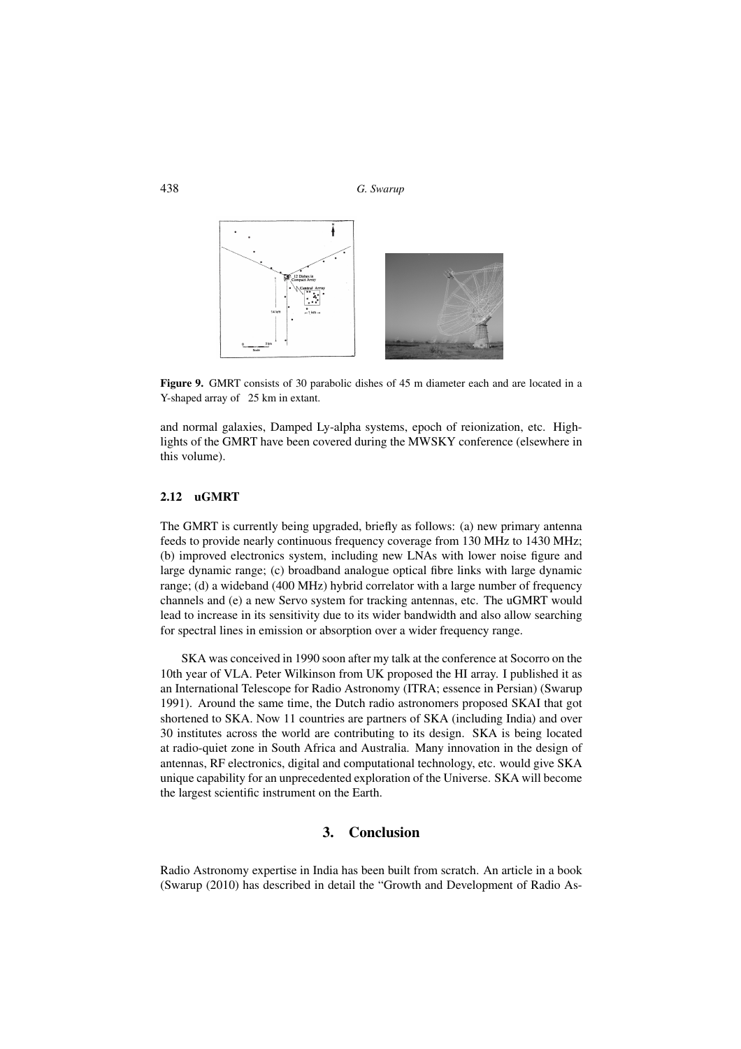**Figure 9.** GMRT consists of 30 parabolic dishes of 45 m diameter each and are located in a Y-shaped array of  25 km in extant.

and normal galaxies, Damped Ly-alpha systems, epoch of reionization, etc. Highlights of the GMRT have been covered during the MWSKY conference (elsewhere in this volume).

### 2.12 uGMRT

The GMRT is currently being upgraded, briefly as follows: (a) new primary antenna feeds to provide nearly continuous frequency coverage from 130 MHz to 1430 MHz; (b) improved electronics system, including new LNAs with lower noise figure and large dynamic range; (c) broadband analogue optical fibre links with large dynamic range; (d) a wideband (400 MHz) hybrid correlator with a large number of frequency channels and (e) a new Servo system for tracking antennas, etc. The uGMRT would lead to increase in its sensitivity due to its wider bandwidth and also allow searching for spectral lines in emission or absorption over a wider frequency range.

SKA was conceived in 1990 soon after my talk at the conference at Socorro on the 10th year of VLA. Peter Wilkinson from UK proposed the HI array. I published it as an International Telescope for Radio Astronomy (ITRA; essence in Persian) (Swarup 1991). Around the same time, the Dutch radio astronomers proposed SKAI that got shortened to SKA. Now 11 countries are partners of SKA (including India) and over 30 institutes across the world are contributing to its design. SKA is being located at radio-quiet zone in South Africa and Australia. Many innovation in the design of antennas, RF electronics, digital and computational technology, etc. would give SKA unique capability for an unprecedented exploration of the Universe. SKA will become the largest scientific instrument on the Earth.

## 3. Conclusion

Radio Astronomy expertise in India has been built from scratch. An article in a book (Swarup (2010) has described in detail the "Growth and Development of Radio As-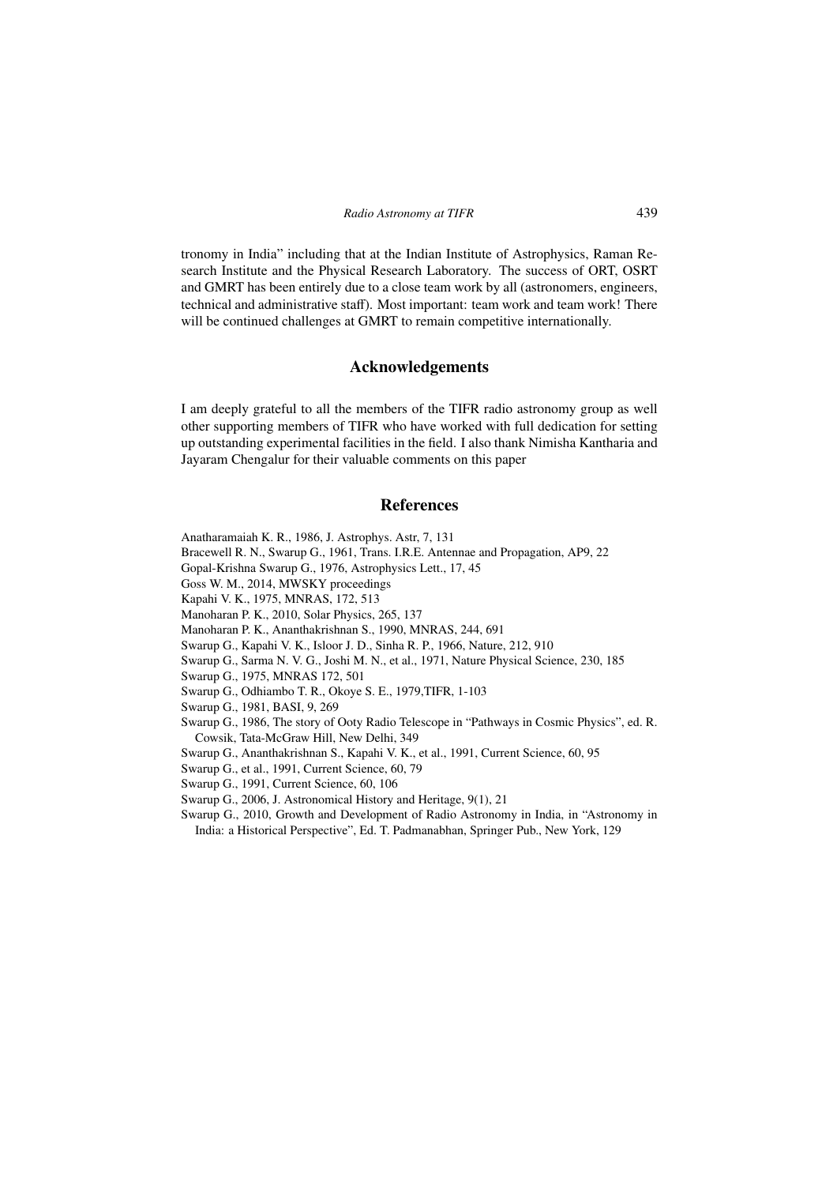tronomy in India" including that at the Indian Institute of Astrophysics, Raman Research Institute and the Physical Research Laboratory. The success of ORT, OSRT and GMRT has been entirely due to a close team work by all (astronomers, engineers, technical and administrative staff). Most important: team work and team work! There will be continued challenges at GMRT to remain competitive internationally.

## Acknowledgements

I am deeply grateful to all the members of the TIFR radio astronomy group as well other supporting members of TIFR who have worked with full dedication for setting up outstanding experimental facilities in the field. I also thank Nimisha Kantharia and Jayaram Chengalur for their valuable comments on this paper

## References

Anatharamaiah K. R., 1986, J. Astrophys. Astr, 7, 131

Bracewell R. N., Swarup G., 1961, Trans. I.R.E. Antennae and Propagation, AP9, 22

Gopal-Krishna Swarup G., 1976, Astrophysics Lett., 17, 45

Goss W. M., 2014, MWSKY proceedings

Kapahi V. K., 1975, MNRAS, 172, 513

Manoharan P. K., 2010, Solar Physics, 265, 137

Manoharan P. K., Ananthakrishnan S., 1990, MNRAS, 244, 691

Swarup G., Kapahi V. K., Isloor J. D., Sinha R. P., 1966, Nature, 212, 910

Swarup G., Sarma N. V. G., Joshi M. N., et al., 1971, Nature Physical Science, 230, 185

Swarup G., 1975, MNRAS 172, 501

Swarup G., Odhiambo T. R., Okoye S. E., 1979,TIFR, 1-103

Swarup G., 1981, BASI, 9, 269

Swarup G., 1986, The story of Ooty Radio Telescope in "Pathways in Cosmic Physics", ed. R. Cowsik, Tata-McGraw Hill, New Delhi, 349

Swarup G., Ananthakrishnan S., Kapahi V. K., et al., 1991, Current Science, 60, 95

Swarup G., et al., 1991, Current Science, 60, 79

Swarup G., 1991, Current Science, 60, 106

Swarup G., 2006, J. Astronomical History and Heritage, 9(1), 21

Swarup G., 2010, Growth and Development of Radio Astronomy in India, in "Astronomy in India: a Historical Perspective", Ed. T. Padmanabhan, Springer Pub., New York, 129